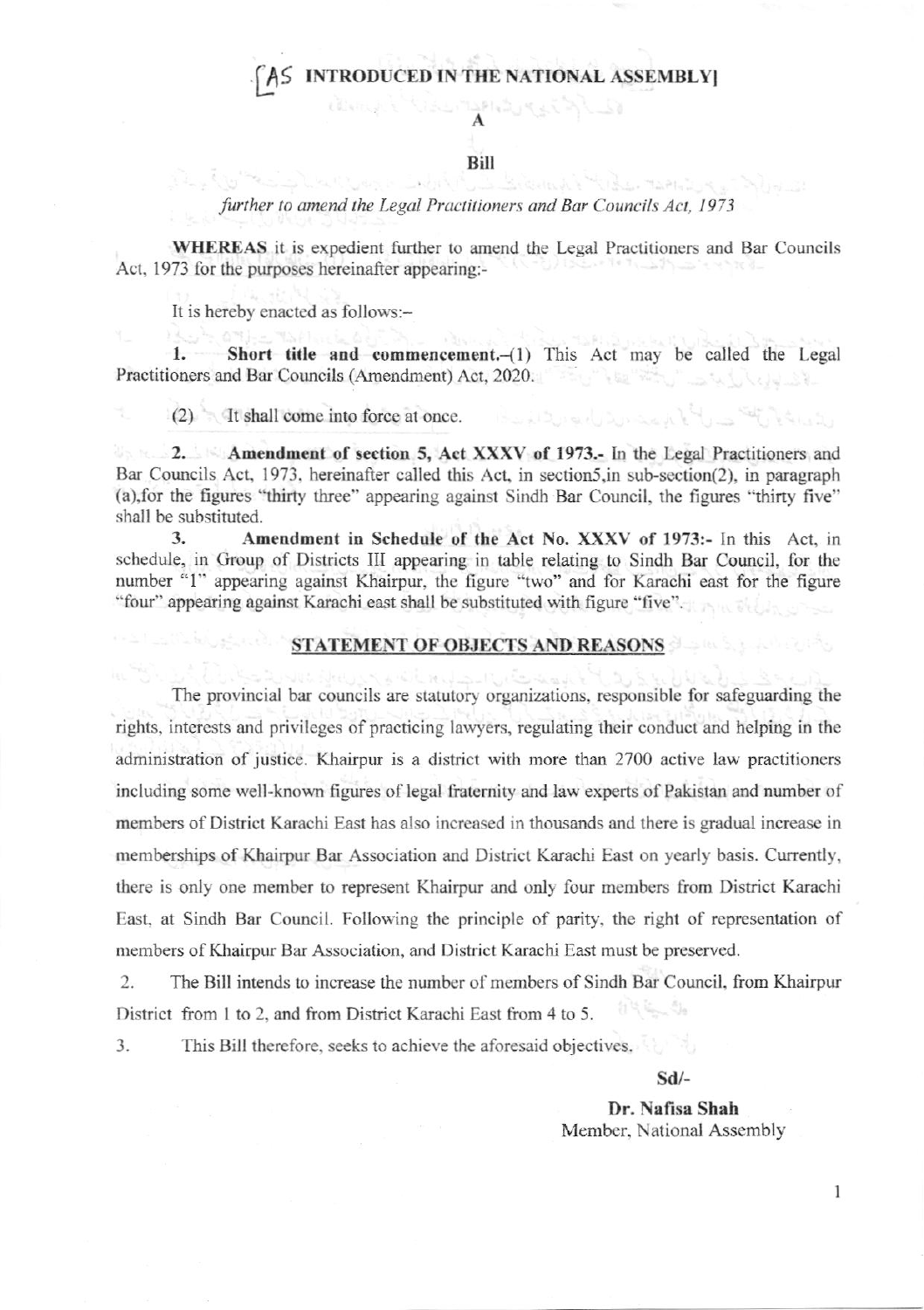# [AS INTRODUCED IN THE NATIONAL ASSEMBLY]

## A

## Bill

*further to amend the Legal Practitioners and Bar Councils Act, 1973*

**WHEREAS** it is expedient further to amend the Legal Practitioners and Bar Councils Act, 1973 for the purposes hereinafter appearing:-

It is hereby enacted as follows:–

1. **Short title and commencement.**–(1) This Act may be called the Legal Practitioners and Bar Councils (Amendment) Act, 2020.

(2) It shall come into force at once.

2. **Amendment of section 5, Act XXXV of 1973.-** In the Legal Practitioners and Bar Councils Act, 1973, hereinafter called this Act, in section5,in sub-section(2), in paragraph (a),for the figures "thirty three" appearing against Sindh Bar Council, the figures "thirty five" shall be substituted.

3. **Amendment in Schedule of the Act No. XXXV of 1973:-** In this Act, in schedule, in Group of Districts III appearing in table relating to Sindh Bar Council, for the number "1" appearing against Khairpur, the figure "two" and for Karachi east for the figure "four" appearing against Karachi east shall be substituted with figure "five".

## STATEMENT OF OBJECTS AND REASONS

The provincial bar councils are statutory organizations, responsible for safeguarding the rights, interests and privileges of practicing lawyers, regulating their conduct and helping in the administration of justice. Khairpur is a district with more than 2700 active law practitioners including some well-known figures of legal fraternity and law experts of Pakistan and number of members of District Karachi East has also increased in thousands and there is gradual increase in memberships of Khairpur Bar Association and District Karachi East on yearly basis. Currently, there is only one member to represent Khairpur and only four members from District Karachi East, at Sindh Bar Council. Following the principle of parity, the right of representation of members of Khairpur Bar Association, and District Karachi East must be preserved.

2. The Bill intends to increase the number of members of Sindh Bar Council, from Khairpur District from 1 to 2, and from District Karachi East from 4 to 5.

3. This Bill therefore, seeks to achieve the aforesaid objectives.

Sd/-

**Dr. Nafisa Shah**
Member, National Assembly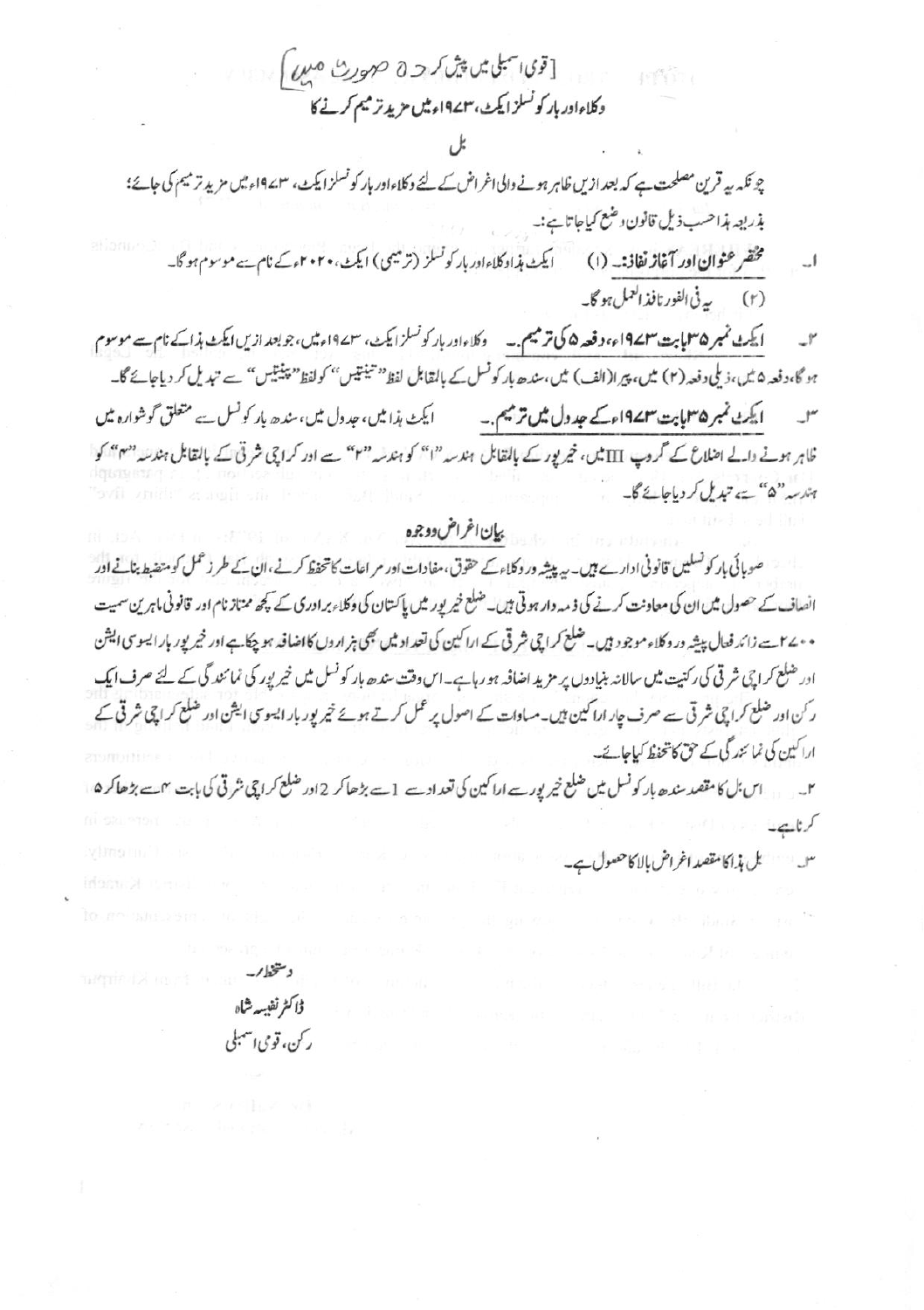[قومی اسمبلی میں پیش کردہ صورت میں]

## وکلاء اور بار کونسلز ایکٹ، ۱۹۷۳ء میں مزید ترمیم کرنے کا

## بل

چونکہ یہ قرین مصلحت ہے کہ بعد ازیں ظاہر ہونے والی اغراض کے لئے وکلاء اور بار کونسلز ایکٹ، ۱۹۷۳ء میں مزید ترمیم کی جائے؛

بذریعہ ہذا حسب ذیل قانون وضع کیا جاتا ہے:۔

۱۔ **مختصر عنوان اور آغاز نفاذ:۔** (۱) ایکٹ ہذا وکلاء اور بار کونسلز (ترمیمی) ایکٹ، ۲۰۲۰ء کے نام سے موسوم ہوگا۔

(۲) یہ فی الفور نافذ العمل ہوگا۔

۲۔ **ایکٹ نمبر ۳۵ بابت ۱۹۷۳ء، دفعہ ۵ کی ترمیم۔** وکلاء اور بار کونسلز ایکٹ، ۱۹۷۳ء میں، جو بعد ازیں ایکٹ ہذا کے نام سے موسوم ہوگا، دفعہ ۵ میں، ذیلی دفعہ (۲) میں، پیرا (الف) میں، سندھ بار کونسل کے بالمقابل لفظ "تینتیس" کو لفظ "پینتیس" سے تبدیل کر دیا جائے گا۔

۳۔ **ایکٹ نمبر ۳۵ بابت ۱۹۷۳ء کے جدول میں ترمیم۔** ایکٹ ہذا میں، جدول میں، سندھ بار کونسل سے متعلق گوشوارہ میں ظاہر ہونے والے اضلاع کے گروپ III میں، خیرپور کے بالمقابل ہندسہ "۱" کو ہندسہ "۲" سے اور کراچی شرقی کے بالمقابل ہندسہ "۴" کو ہندسہ "۵" سے تبدیل کر دیا جائے گا۔

## بیان اغراض و وجوہ

صوبائی بار کونسلیں قانونی ادارے ہیں۔ یہ پیشہ ور وکلاء کے حقوق، مفادات اور مراعات کا تحفظ کرنے، ان کے طرز عمل کو منضبط بنانے اور انصاف کے حصول میں ان کی معاونت کرنے کی ذمہ دار ہوتی ہیں۔ ضلع خیرپور میں پاکستان کی وکلاء برادری کے کچھ ممتاز نام اور قانونی ماہرین سمیت ۲۷۰۰ سے زائد فعال پیشہ ور وکلاء موجود ہیں۔ ضلع کراچی شرقی کے اراکین کی تعداد میں بھی ہزاروں کا اضافہ ہو چکا ہے اور خیرپور بار ایسوسی ایشن اور ضلع کراچی شرقی کی رکنیت میں سالانہ بنیادوں پر مزید اضافہ ہو رہا ہے۔ اس وقت سندھ بار کونسل میں خیرپور کی نمائندگی کے لئے صرف ایک رکن اور ضلع کراچی شرقی سے صرف چار اراکین ہیں۔ مساوات کے اصول پر عمل کرتے ہوئے خیرپور بار ایسوسی ایشن اور ضلع کراچی شرقی کے اراکین کی نمائندگی کے حق کا تحفظ کیا جائے۔

۲۔ اس بل کا مقصد سندھ بار کونسل میں ضلع خیرپور سے اراکین کی تعداد کو 1 سے بڑھا کر 2 اور ضلع کراچی شرقی کی بابت ۴ سے بڑھا کر ۵ کرنا ہے۔

۳۔ بل ہذا کا مقصد اغراض بالا کا حصول ہے۔

دستخط/۔

ڈاکٹر نفیسہ شاہ

رکن، قومی اسمبلی